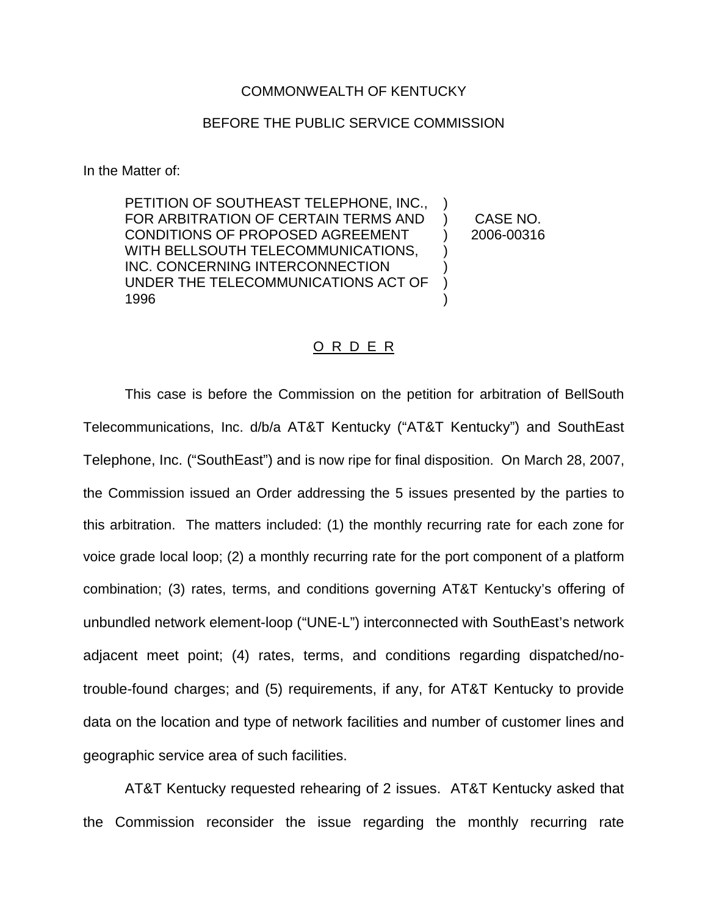COMMONWEALTH OF KENTUCKY

BEFORE THE PUBLIC SERVICE COMMISSION

In the Matter of:

| | | |
|---|---|---|
| PETITION OF SOUTHEAST TELEPHONE, INC., FOR ARBITRATION OF CERTAIN TERMS AND CONDITIONS OF PROPOSED AGREEMENT WITH BELLSOUTH TELECOMMUNICATIONS, INC. CONCERNING INTERCONNECTION UNDER THE TELECOMMUNICATIONS ACT OF 1996 | ) ) ) ) ) ) ) | CASE NO. 2006-00316 |

## O R D E R

This case is before the Commission on the petition for arbitration of BellSouth Telecommunications, Inc. d/b/a AT&T Kentucky ("AT&T Kentucky") and SouthEast Telephone, Inc. ("SouthEast") and is now ripe for final disposition. On March 28, 2007, the Commission issued an Order addressing the 5 issues presented by the parties to this arbitration. The matters included: (1) the monthly recurring rate for each zone for voice grade local loop; (2) a monthly recurring rate for the port component of a platform combination; (3) rates, terms, and conditions governing AT&T Kentucky's offering of unbundled network element-loop ("UNE-L") interconnected with SouthEast's network adjacent meet point; (4) rates, terms, and conditions regarding dispatched/no-trouble-found charges; and (5) requirements, if any, for AT&T Kentucky to provide data on the location and type of network facilities and number of customer lines and geographic service area of such facilities.

AT&T Kentucky requested rehearing of 2 issues. AT&T Kentucky asked that the Commission reconsider the issue regarding the monthly recurring rate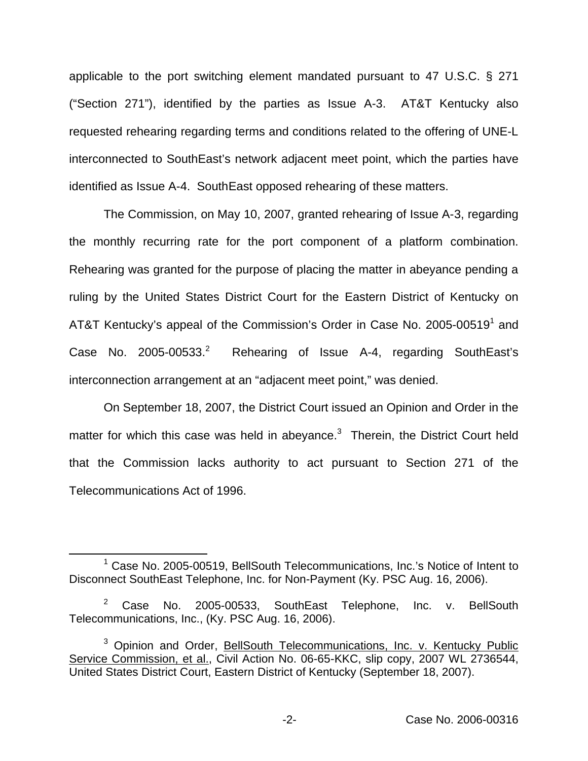applicable to the port switching element mandated pursuant to 47 U.S.C. § 271 ("Section 271"), identified by the parties as Issue A-3. AT&T Kentucky also requested rehearing regarding terms and conditions related to the offering of UNE-L interconnected to SouthEast's network adjacent meet point, which the parties have identified as Issue A-4. SouthEast opposed rehearing of these matters.

The Commission, on May 10, 2007, granted rehearing of Issue A-3, regarding the monthly recurring rate for the port component of a platform combination. Rehearing was granted for the purpose of placing the matter in abeyance pending a ruling by the United States District Court for the Eastern District of Kentucky on AT&T Kentucky's appeal of the Commission's Order in Case No. 2005-00519[1] and Case No. 2005-00533.[2] Rehearing of Issue A-4, regarding SouthEast's interconnection arrangement at an "adjacent meet point," was denied.

On September 18, 2007, the District Court issued an Opinion and Order in the matter for which this case was held in abeyance.[3] Therein, the District Court held that the Commission lacks authority to act pursuant to Section 271 of the Telecommunications Act of 1996.

---

[1] Case No. 2005-00519, BellSouth Telecommunications, Inc.'s Notice of Intent to Disconnect SouthEast Telephone, Inc. for Non-Payment (Ky. PSC Aug. 16, 2006).

[2] Case No. 2005-00533, SouthEast Telephone, Inc. v. BellSouth Telecommunications, Inc., (Ky. PSC Aug. 16, 2006).

[3] Opinion and Order, BellSouth Telecommunications, Inc. v. Kentucky Public Service Commission, et al., Civil Action No. 06-65-KKC, slip copy, 2007 WL 2736544, United States District Court, Eastern District of Kentucky (September 18, 2007).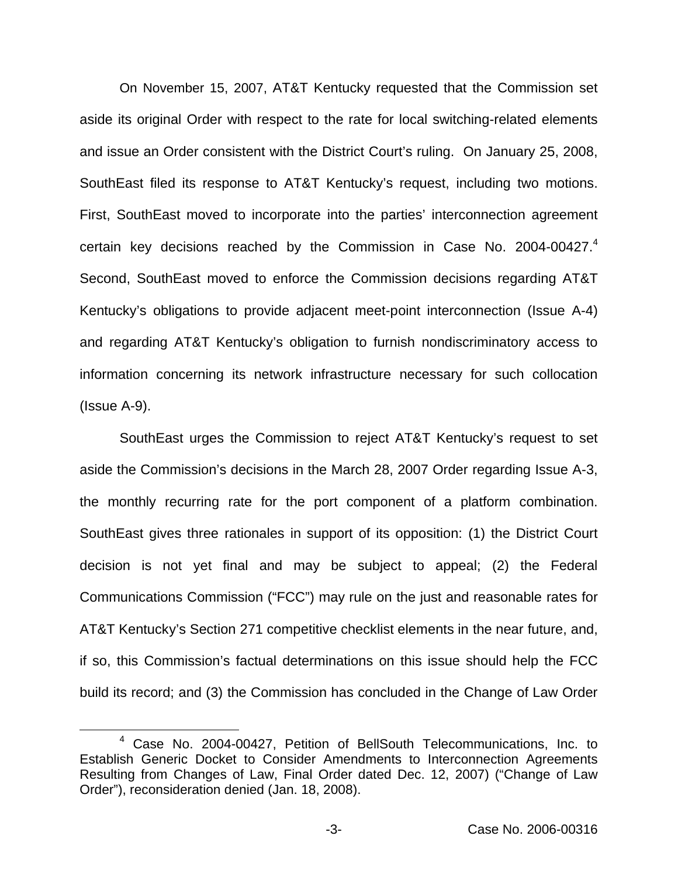On November 15, 2007, AT&T Kentucky requested that the Commission set aside its original Order with respect to the rate for local switching-related elements and issue an Order consistent with the District Court's ruling. On January 25, 2008, SouthEast filed its response to AT&T Kentucky's request, including two motions. First, SouthEast moved to incorporate into the parties' interconnection agreement certain key decisions reached by the Commission in Case No. 2004-00427.[4] Second, SouthEast moved to enforce the Commission decisions regarding AT&T Kentucky's obligations to provide adjacent meet-point interconnection (Issue A-4) and regarding AT&T Kentucky's obligation to furnish nondiscriminatory access to information concerning its network infrastructure necessary for such collocation (Issue A-9).

SouthEast urges the Commission to reject AT&T Kentucky's request to set aside the Commission's decisions in the March 28, 2007 Order regarding Issue A-3, the monthly recurring rate for the port component of a platform combination. SouthEast gives three rationales in support of its opposition: (1) the District Court decision is not yet final and may be subject to appeal; (2) the Federal Communications Commission ("FCC") may rule on the just and reasonable rates for AT&T Kentucky's Section 271 competitive checklist elements in the near future, and, if so, this Commission's factual determinations on this issue should help the FCC build its record; and (3) the Commission has concluded in the Change of Law Order

[4] Case No. 2004-00427, Petition of BellSouth Telecommunications, Inc. to Establish Generic Docket to Consider Amendments to Interconnection Agreements Resulting from Changes of Law, Final Order dated Dec. 12, 2007) ("Change of Law Order"), reconsideration denied (Jan. 18, 2008).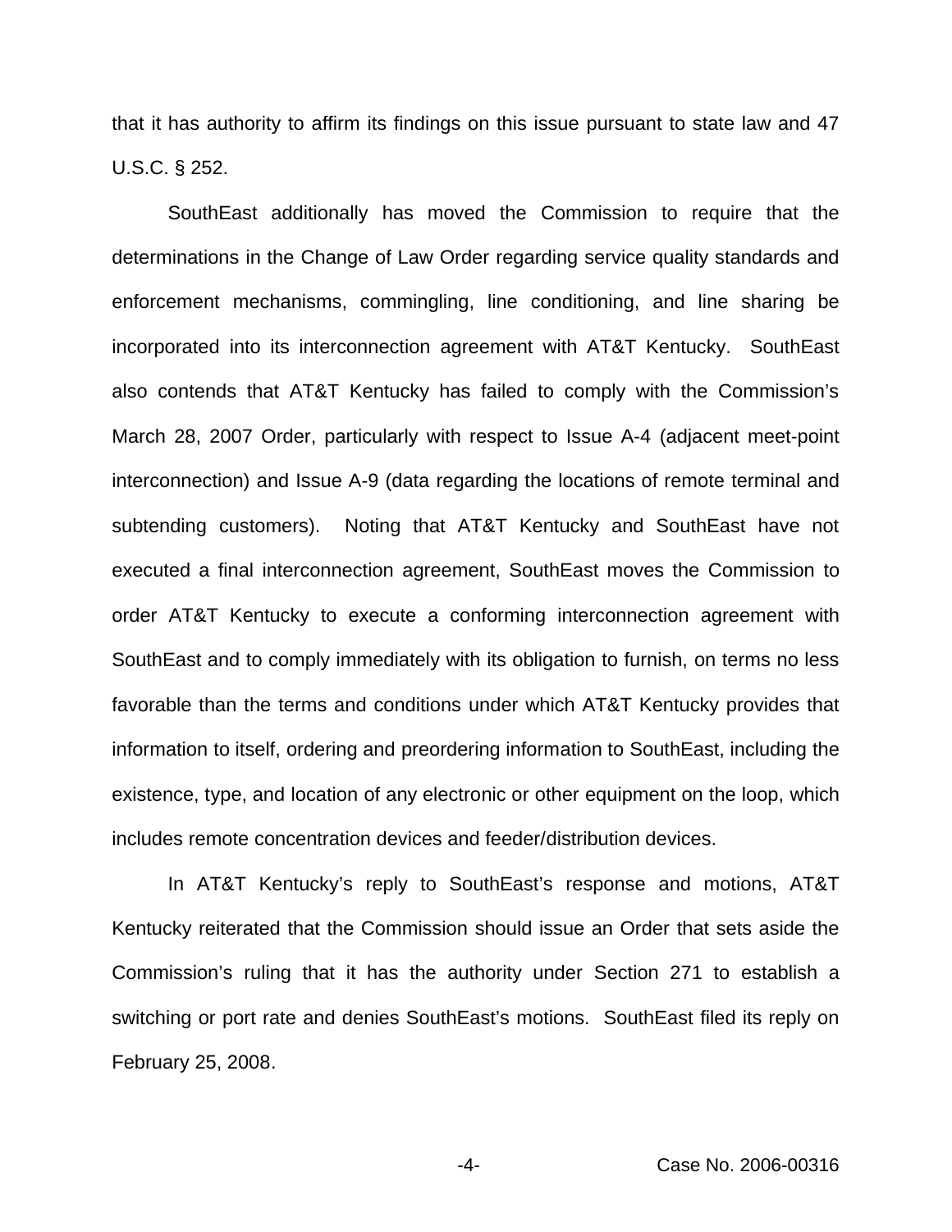that it has authority to affirm its findings on this issue pursuant to state law and 47 U.S.C. § 252.

SouthEast additionally has moved the Commission to require that the determinations in the Change of Law Order regarding service quality standards and enforcement mechanisms, commingling, line conditioning, and line sharing be incorporated into its interconnection agreement with AT&T Kentucky. SouthEast also contends that AT&T Kentucky has failed to comply with the Commission's March 28, 2007 Order, particularly with respect to Issue A-4 (adjacent meet-point interconnection) and Issue A-9 (data regarding the locations of remote terminal and subtending customers). Noting that AT&T Kentucky and SouthEast have not executed a final interconnection agreement, SouthEast moves the Commission to order AT&T Kentucky to execute a conforming interconnection agreement with SouthEast and to comply immediately with its obligation to furnish, on terms no less favorable than the terms and conditions under which AT&T Kentucky provides that information to itself, ordering and preordering information to SouthEast, including the existence, type, and location of any electronic or other equipment on the loop, which includes remote concentration devices and feeder/distribution devices.

In AT&T Kentucky's reply to SouthEast's response and motions, AT&T Kentucky reiterated that the Commission should issue an Order that sets aside the Commission's ruling that it has the authority under Section 271 to establish a switching or port rate and denies SouthEast's motions. SouthEast filed its reply on February 25, 2008.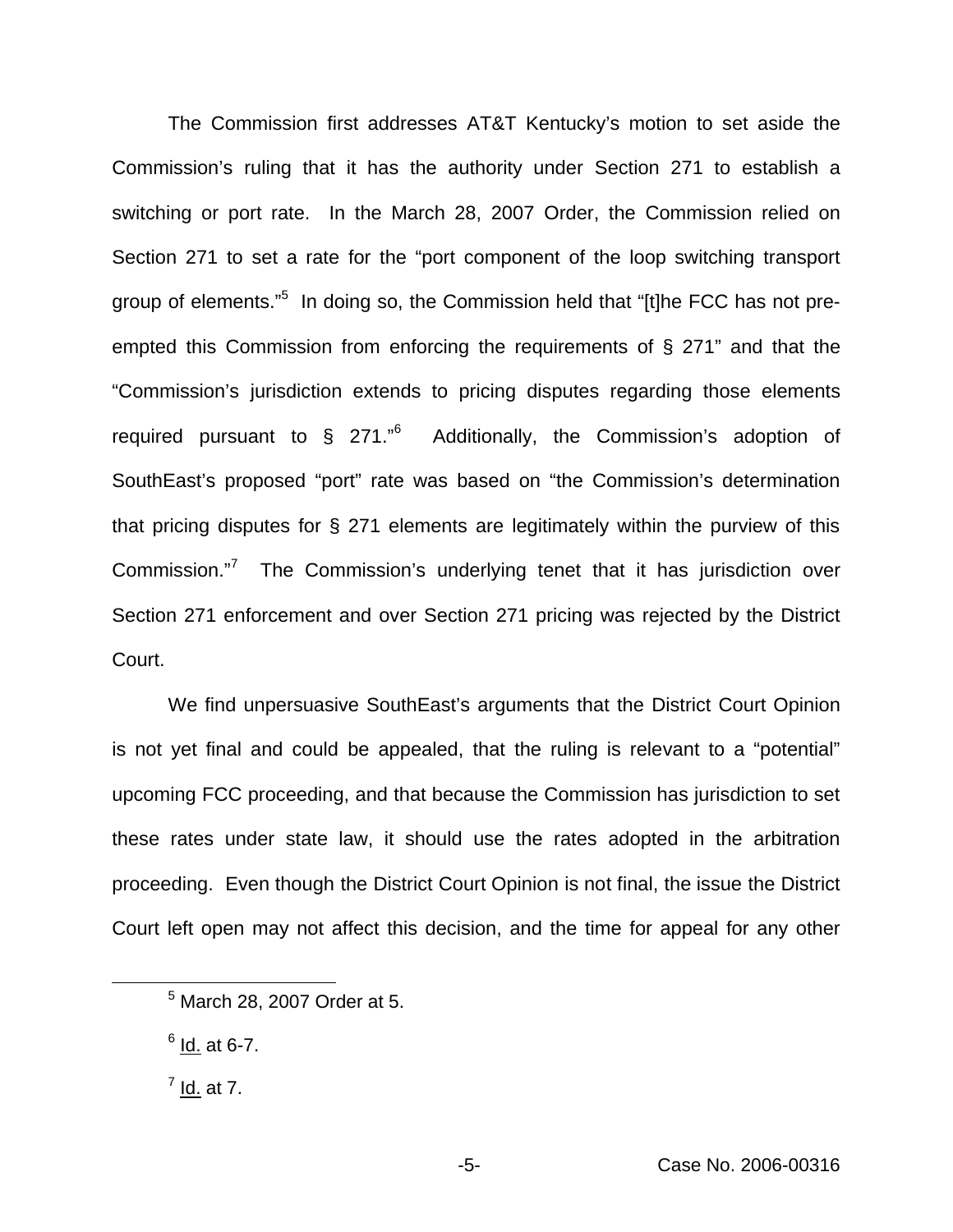The Commission first addresses AT&T Kentucky's motion to set aside the Commission's ruling that it has the authority under Section 271 to establish a switching or port rate. In the March 28, 2007 Order, the Commission relied on Section 271 to set a rate for the "port component of the loop switching transport group of elements."[5] In doing so, the Commission held that "[t]he FCC has not pre-empted this Commission from enforcing the requirements of § 271" and that the "Commission's jurisdiction extends to pricing disputes regarding those elements required pursuant to § 271."[6] Additionally, the Commission's adoption of SouthEast's proposed "port" rate was based on "the Commission's determination that pricing disputes for § 271 elements are legitimately within the purview of this Commission."[7] The Commission's underlying tenet that it has jurisdiction over Section 271 enforcement and over Section 271 pricing was rejected by the District Court.

We find unpersuasive SouthEast's arguments that the District Court Opinion is not yet final and could be appealed, that the ruling is relevant to a "potential" upcoming FCC proceeding, and that because the Commission has jurisdiction to set these rates under state law, it should use the rates adopted in the arbitration proceeding. Even though the District Court Opinion is not final, the issue the District Court left open may not affect this decision, and the time for appeal for any other

[5] March 28, 2007 Order at 5.

[6] Id. at 6-7.

[7] Id. at 7.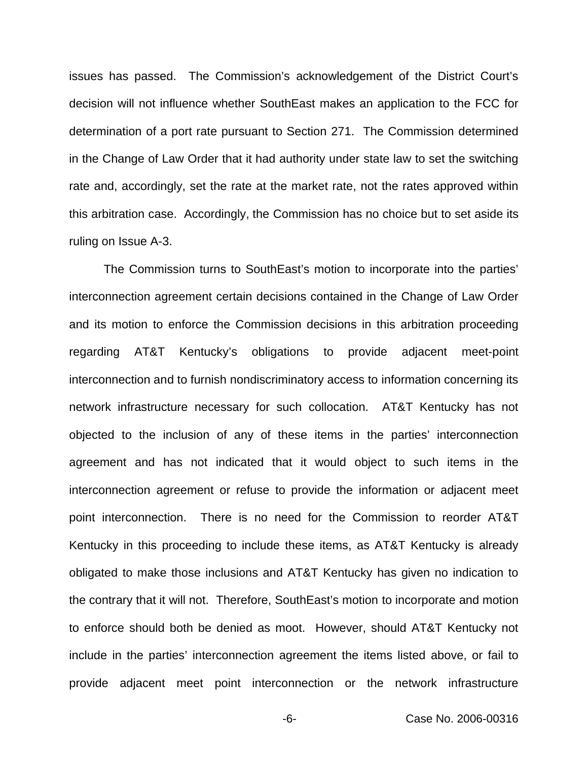issues has passed. The Commission's acknowledgement of the District Court's decision will not influence whether SouthEast makes an application to the FCC for determination of a port rate pursuant to Section 271. The Commission determined in the Change of Law Order that it had authority under state law to set the switching rate and, accordingly, set the rate at the market rate, not the rates approved within this arbitration case. Accordingly, the Commission has no choice but to set aside its ruling on Issue A-3.

The Commission turns to SouthEast's motion to incorporate into the parties' interconnection agreement certain decisions contained in the Change of Law Order and its motion to enforce the Commission decisions in this arbitration proceeding regarding AT&T Kentucky's obligations to provide adjacent meet-point interconnection and to furnish nondiscriminatory access to information concerning its network infrastructure necessary for such collocation. AT&T Kentucky has not objected to the inclusion of any of these items in the parties' interconnection agreement and has not indicated that it would object to such items in the interconnection agreement or refuse to provide the information or adjacent meet point interconnection. There is no need for the Commission to reorder AT&T Kentucky in this proceeding to include these items, as AT&T Kentucky is already obligated to make those inclusions and AT&T Kentucky has given no indication to the contrary that it will not. Therefore, SouthEast's motion to incorporate and motion to enforce should both be denied as moot. However, should AT&T Kentucky not include in the parties' interconnection agreement the items listed above, or fail to provide adjacent meet point interconnection or the network infrastructure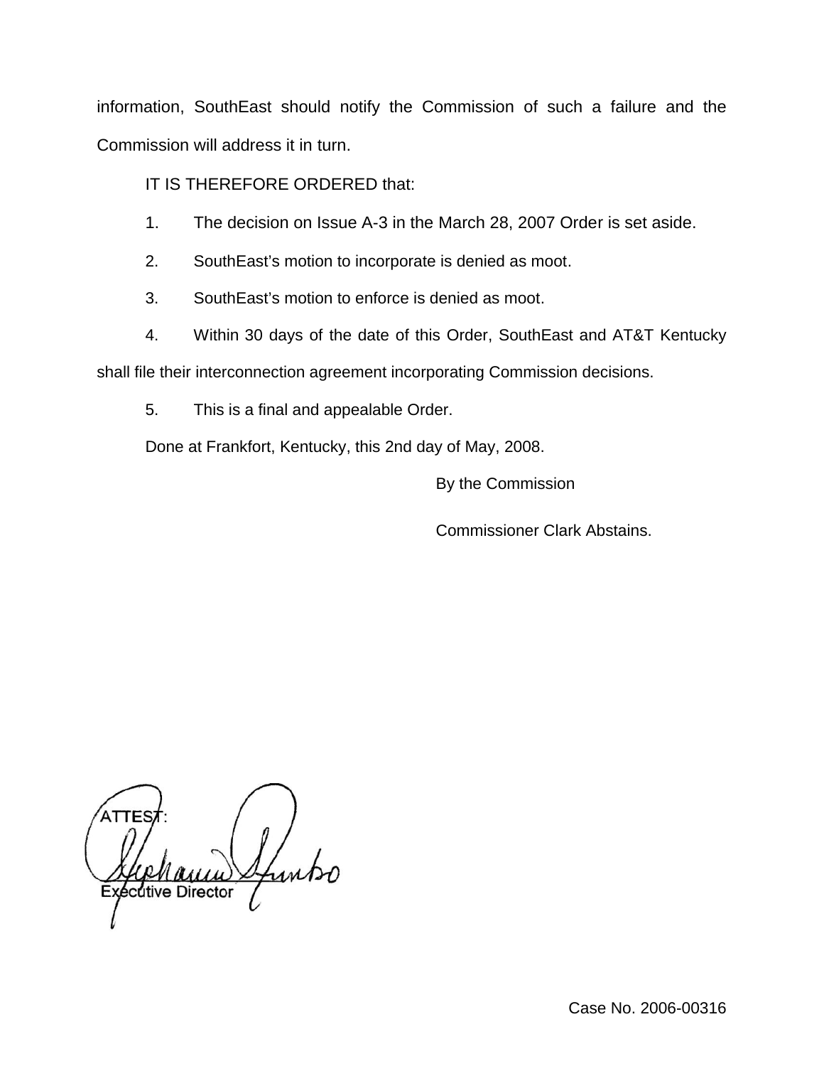information, SouthEast should notify the Commission of such a failure and the Commission will address it in turn.

IT IS THEREFORE ORDERED that:

1. The decision on Issue A-3 in the March 28, 2007 Order is set aside.

2. SouthEast's motion to incorporate is denied as moot.

3. SouthEast's motion to enforce is denied as moot.

4. Within 30 days of the date of this Order, SouthEast and AT&T Kentucky shall file their interconnection agreement incorporating Commission decisions.

5. This is a final and appealable Order.

Done at Frankfort, Kentucky, this 2nd day of May, 2008.

By the Commission

Commissioner Clark Abstains.

ATTEST:

Executive Director

Case No. 2006-00316